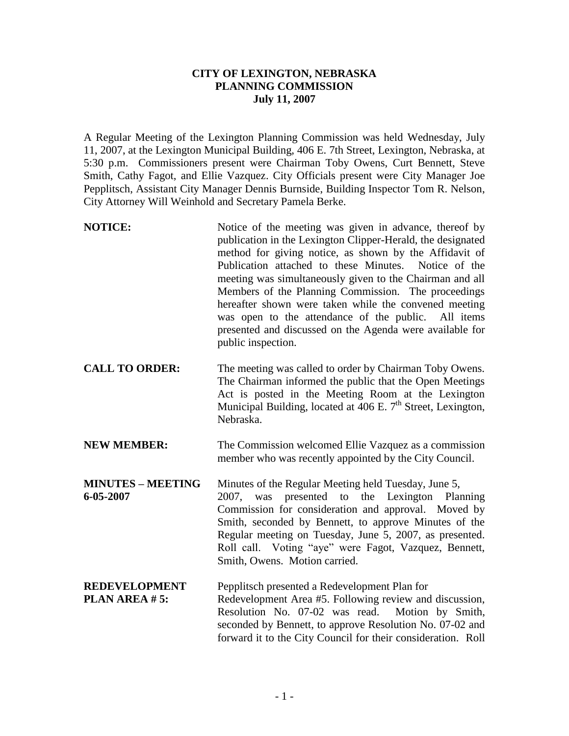**CITY OF LEXINGTON, NEBRASKA**
**PLANNING COMMISSION**
**July 11, 2007**

A Regular Meeting of the Lexington Planning Commission was held Wednesday, July 11, 2007, at the Lexington Municipal Building, 406 E. 7th Street, Lexington, Nebraska, at 5:30 p.m. Commissioners present were Chairman Toby Owens, Curt Bennett, Steve Smith, Cathy Fagot, and Ellie Vazquez. City Officials present were City Manager Joe Pepplitsch, Assistant City Manager Dennis Burnside, Building Inspector Tom R. Nelson, City Attorney Will Weinhold and Secretary Pamela Berke.

**NOTICE:** Notice of the meeting was given in advance, thereof by publication in the Lexington Clipper-Herald, the designated method for giving notice, as shown by the Affidavit of Publication attached to these Minutes. Notice of the meeting was simultaneously given to the Chairman and all Members of the Planning Commission. The proceedings hereafter shown were taken while the convened meeting was open to the attendance of the public. All items presented and discussed on the Agenda were available for public inspection.

**CALL TO ORDER:** The meeting was called to order by Chairman Toby Owens. The Chairman informed the public that the Open Meetings Act is posted in the Meeting Room at the Lexington Municipal Building, located at 406 E. 7th Street, Lexington, Nebraska.

**NEW MEMBER:** The Commission welcomed Ellie Vazquez as a commission member who was recently appointed by the City Council.

**MINUTES – MEETING 6-05-2007** Minutes of the Regular Meeting held Tuesday, June 5, 2007, was presented to the Lexington Planning Commission for consideration and approval. Moved by Smith, seconded by Bennett, to approve Minutes of the Regular meeting on Tuesday, June 5, 2007, as presented. Roll call. Voting "aye" were Fagot, Vazquez, Bennett, Smith, Owens. Motion carried.

**REDEVELOPMENT PLAN AREA # 5:** Pepplitsch presented a Redevelopment Plan for Redevelopment Area #5. Following review and discussion, Resolution No. 07-02 was read. Motion by Smith, seconded by Bennett, to approve Resolution No. 07-02 and forward it to the City Council for their consideration. Roll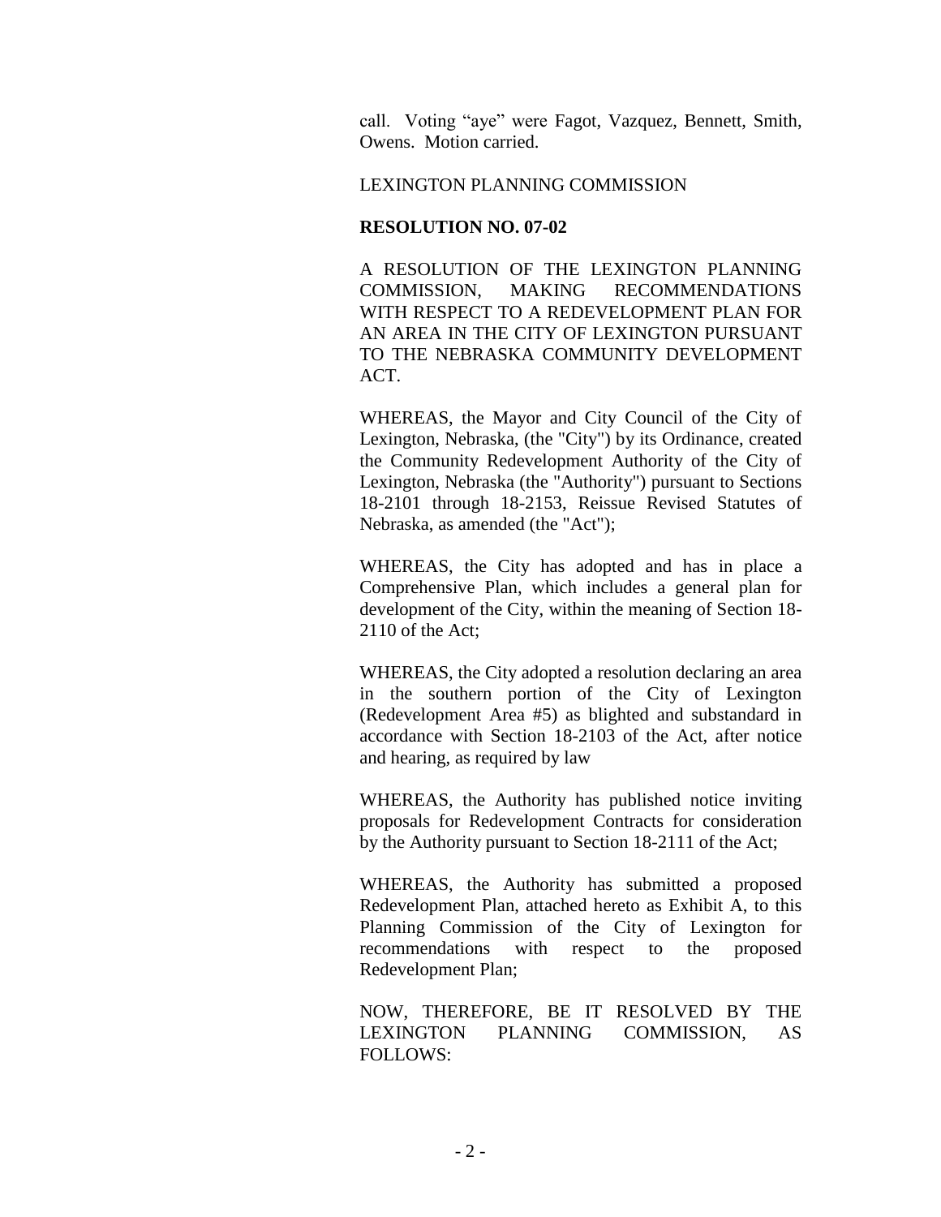call. Voting "aye" were Fagot, Vazquez, Bennett, Smith, Owens. Motion carried.

LEXINGTON PLANNING COMMISSION

**RESOLUTION NO. 07-02**

A RESOLUTION OF THE LEXINGTON PLANNING COMMISSION, MAKING RECOMMENDATIONS WITH RESPECT TO A REDEVELOPMENT PLAN FOR AN AREA IN THE CITY OF LEXINGTON PURSUANT TO THE NEBRASKA COMMUNITY DEVELOPMENT ACT.

WHEREAS, the Mayor and City Council of the City of Lexington, Nebraska, (the "City") by its Ordinance, created the Community Redevelopment Authority of the City of Lexington, Nebraska (the "Authority") pursuant to Sections 18-2101 through 18-2153, Reissue Revised Statutes of Nebraska, as amended (the "Act");

WHEREAS, the City has adopted and has in place a Comprehensive Plan, which includes a general plan for development of the City, within the meaning of Section 18-2110 of the Act;

WHEREAS, the City adopted a resolution declaring an area in the southern portion of the City of Lexington (Redevelopment Area #5) as blighted and substandard in accordance with Section 18-2103 of the Act, after notice and hearing, as required by law

WHEREAS, the Authority has published notice inviting proposals for Redevelopment Contracts for consideration by the Authority pursuant to Section 18-2111 of the Act;

WHEREAS, the Authority has submitted a proposed Redevelopment Plan, attached hereto as Exhibit A, to this Planning Commission of the City of Lexington for recommendations with respect to the proposed Redevelopment Plan;

NOW, THEREFORE, BE IT RESOLVED BY THE LEXINGTON PLANNING COMMISSION, AS FOLLOWS: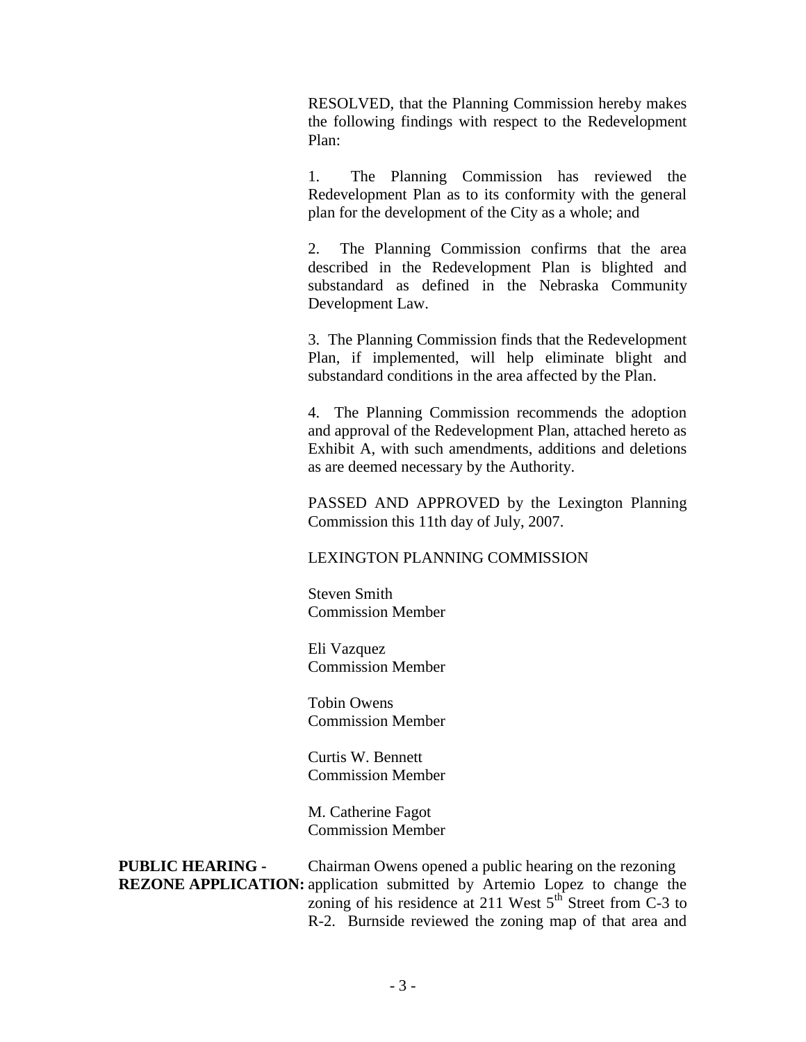RESOLVED, that the Planning Commission hereby makes the following findings with respect to the Redevelopment Plan:

1. The Planning Commission has reviewed the Redevelopment Plan as to its conformity with the general plan for the development of the City as a whole; and

2. The Planning Commission confirms that the area described in the Redevelopment Plan is blighted and substandard as defined in the Nebraska Community Development Law.

3. The Planning Commission finds that the Redevelopment Plan, if implemented, will help eliminate blight and substandard conditions in the area affected by the Plan.

4. The Planning Commission recommends the adoption and approval of the Redevelopment Plan, attached hereto as Exhibit A, with such amendments, additions and deletions as are deemed necessary by the Authority.

PASSED AND APPROVED by the Lexington Planning Commission this 11th day of July, 2007.

LEXINGTON PLANNING COMMISSION

Steven Smith
Commission Member

Eli Vazquez
Commission Member

Tobin Owens
Commission Member

Curtis W. Bennett
Commission Member

M. Catherine Fagot
Commission Member

**PUBLIC HEARING - REZONE APPLICATION:** Chairman Owens opened a public hearing on the rezoning application submitted by Artemio Lopez to change the zoning of his residence at 211 West 5th Street from C-3 to R-2. Burnside reviewed the zoning map of that area and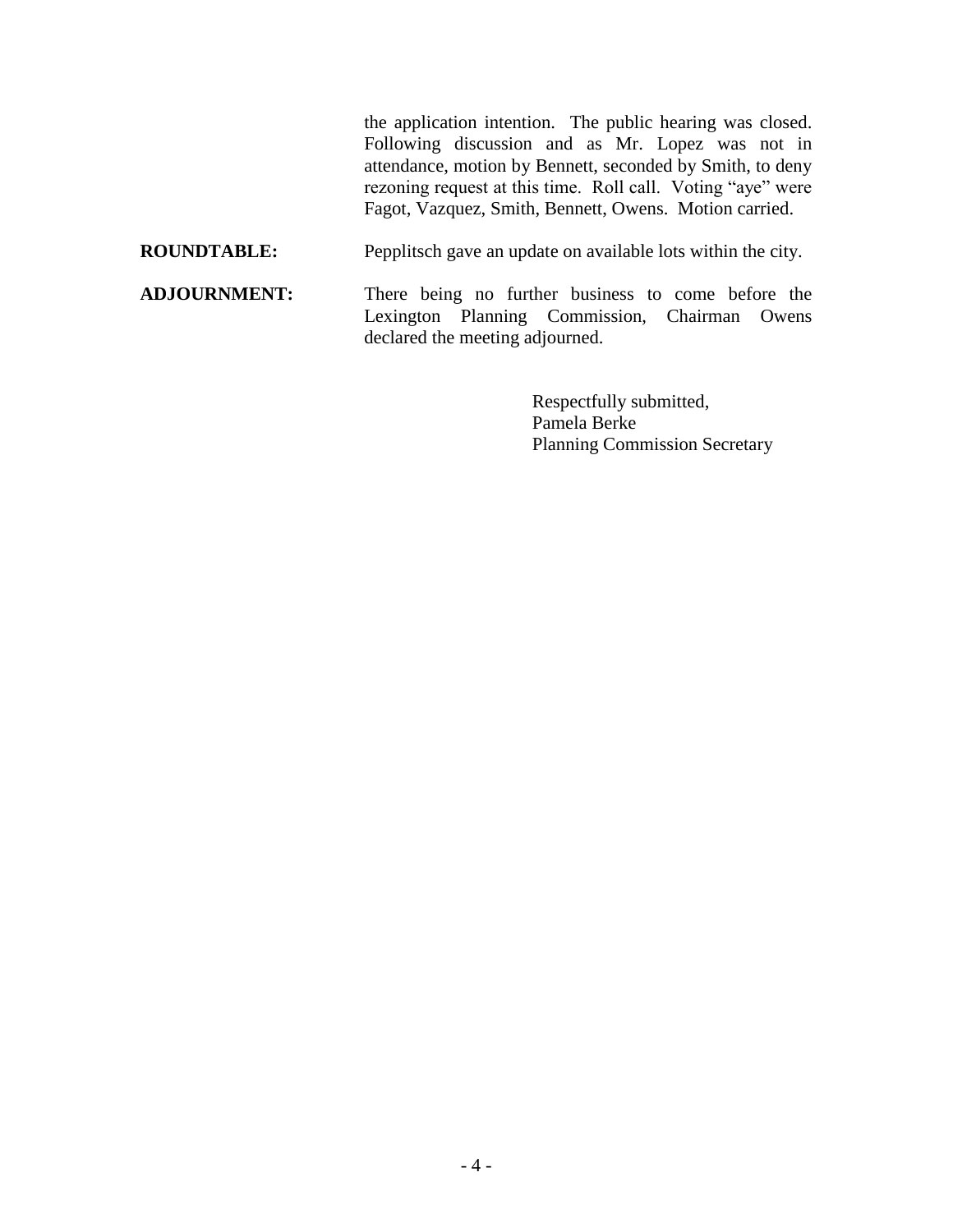the application intention. The public hearing was closed. Following discussion and as Mr. Lopez was not in attendance, motion by Bennett, seconded by Smith, to deny rezoning request at this time. Roll call. Voting "aye" were Fagot, Vazquez, Smith, Bennett, Owens. Motion carried.

**ROUNDTABLE:** Pepplitsch gave an update on available lots within the city.

**ADJOURNMENT:** There being no further business to come before the Lexington Planning Commission, Chairman Owens declared the meeting adjourned.

Respectfully submitted,
Pamela Berke
Planning Commission Secretary